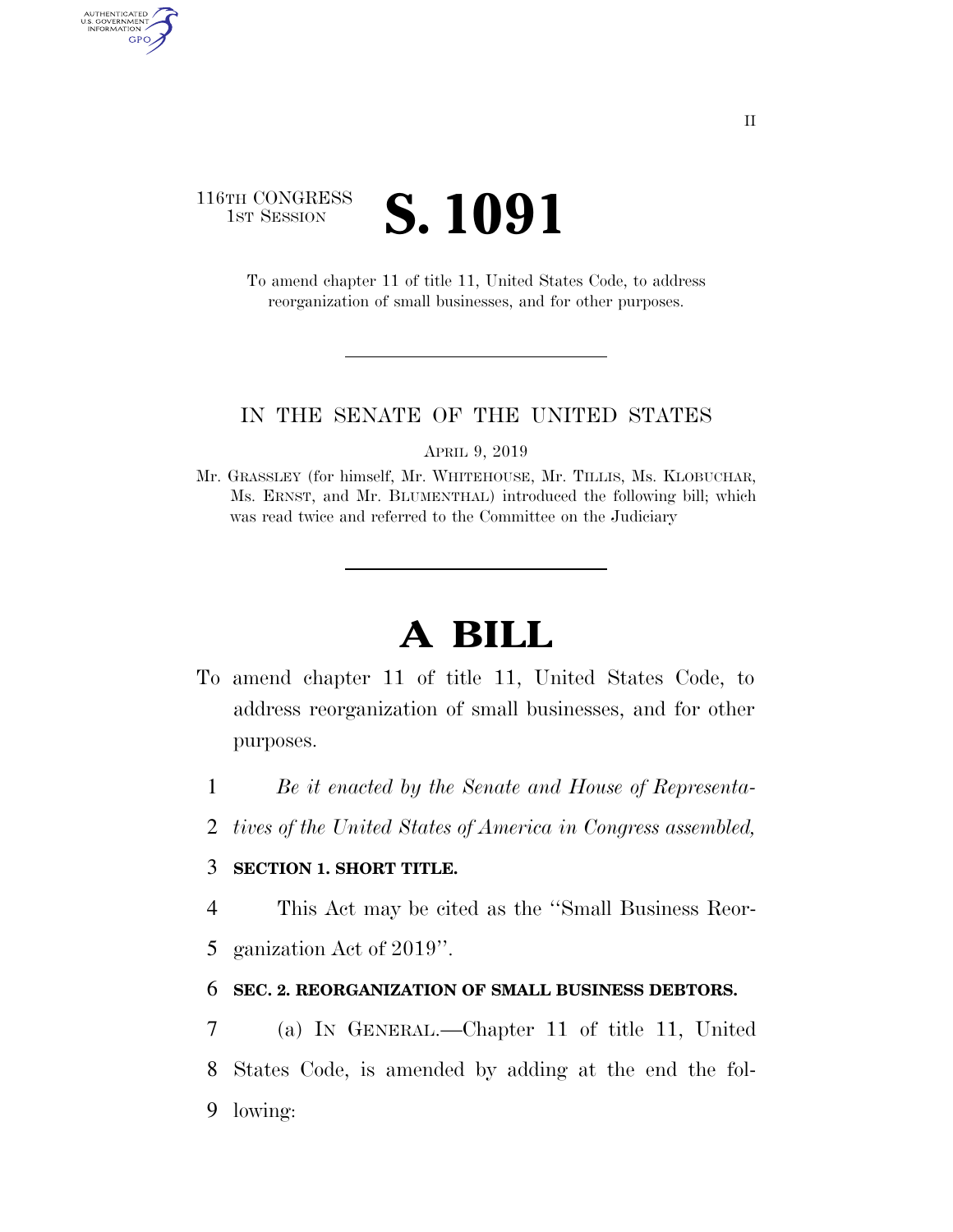II

116TH CONGRESS
1ST SESSION

# S. 1091

To amend chapter 11 of title 11, United States Code, to address reorganization of small businesses, and for other purposes.

IN THE SENATE OF THE UNITED STATES

APRIL 9, 2019

Mr. GRASSLEY (for himself, Mr. WHITEHOUSE, Mr. TILLIS, Ms. KLOBUCHAR, Ms. ERNST, and Mr. BLUMENTHAL) introduced the following bill; which was read twice and referred to the Committee on the Judiciary

# A BILL

To amend chapter 11 of title 11, United States Code, to address reorganization of small businesses, and for other purposes.

1 *Be it enacted by the Senate and House of Representa-*
2 *tives of the United States of America in Congress assembled,*

3 **SECTION 1. SHORT TITLE.**

4 This Act may be cited as the ''Small Business Reor-
5 ganization Act of 2019''.

6 **SEC. 2. REORGANIZATION OF SMALL BUSINESS DEBTORS.**

7 (a) IN GENERAL.—Chapter 11 of title 11, United
8 States Code, is amended by adding at the end the fol-
9 lowing: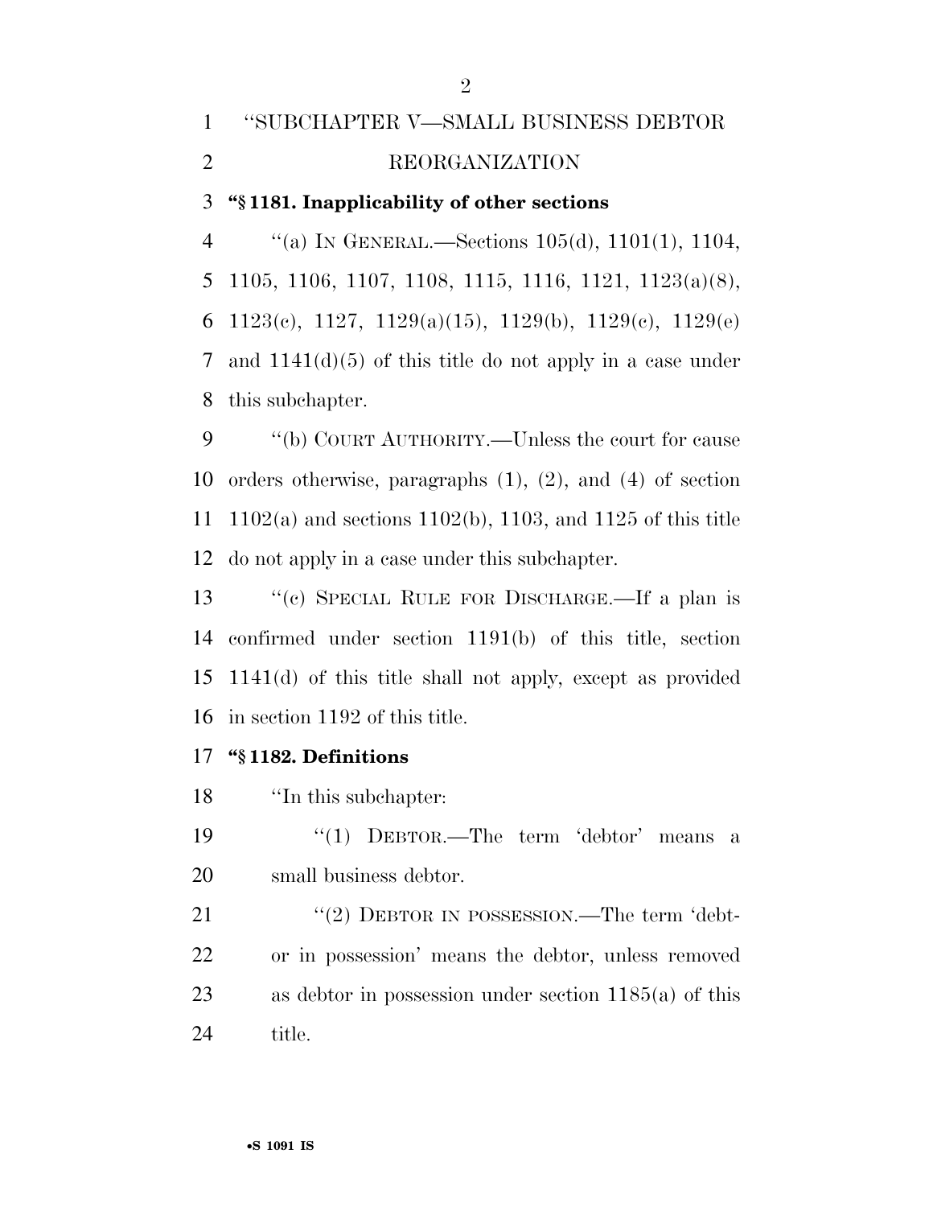"SUBCHAPTER V—SMALL BUSINESS DEBTOR REORGANIZATION

**"§ 1181. Inapplicability of other sections**

"(a) IN GENERAL.—Sections 105(d), 1101(1), 1104, 1105, 1106, 1107, 1108, 1115, 1116, 1121, 1123(a)(8), 1123(c), 1127, 1129(a)(15), 1129(b), 1129(c), 1129(e) and 1141(d)(5) of this title do not apply in a case under this subchapter.

"(b) COURT AUTHORITY.—Unless the court for cause orders otherwise, paragraphs (1), (2), and (4) of section 1102(a) and sections 1102(b), 1103, and 1125 of this title do not apply in a case under this subchapter.

"(c) SPECIAL RULE FOR DISCHARGE.—If a plan is confirmed under section 1191(b) of this title, section 1141(d) of this title shall not apply, except as provided in section 1192 of this title.

**"§ 1182. Definitions**

"In this subchapter:

"(1) DEBTOR.—The term 'debtor' means a small business debtor.

"(2) DEBTOR IN POSSESSION.—The term 'debtor in possession' means the debtor, unless removed as debtor in possession under section 1185(a) of this title.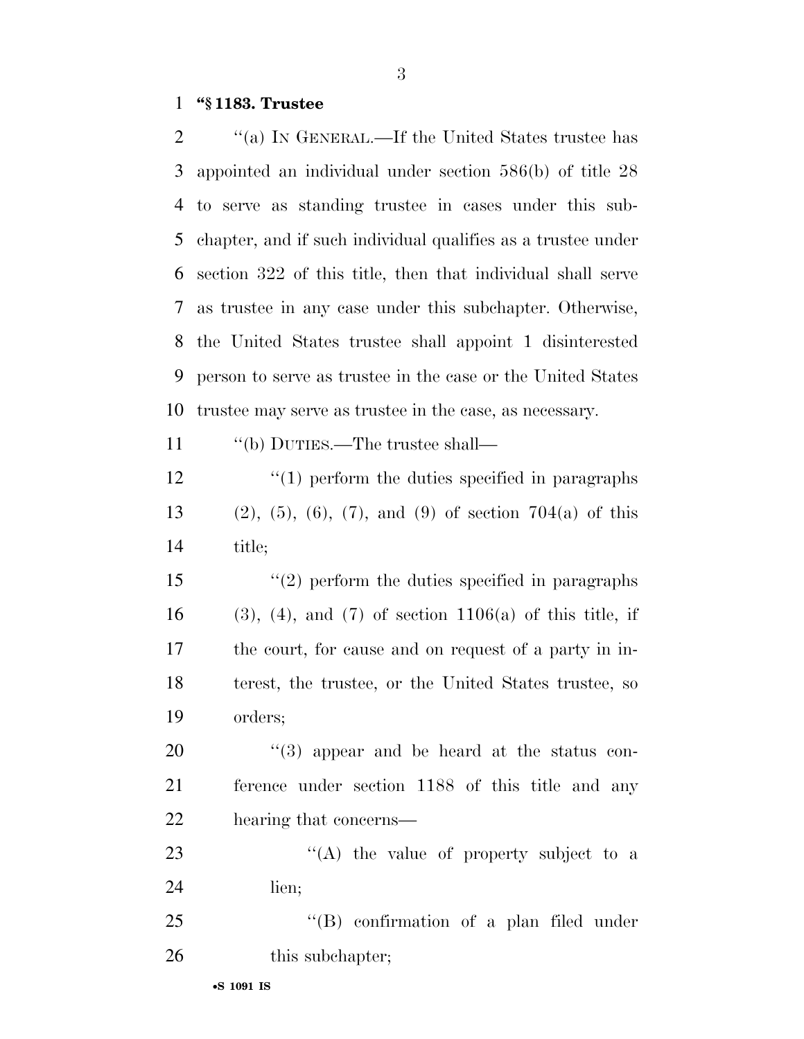**"§ 1183. Trustee**

"(a) IN GENERAL.—If the United States trustee has appointed an individual under section 586(b) of title 28 to serve as standing trustee in cases under this subchapter, and if such individual qualifies as a trustee under section 322 of this title, then that individual shall serve as trustee in any case under this subchapter. Otherwise, the United States trustee shall appoint 1 disinterested person to serve as trustee in the case or the United States trustee may serve as trustee in the case, as necessary.

"(b) DUTIES.—The trustee shall—

"(1) perform the duties specified in paragraphs (2), (5), (6), (7), and (9) of section 704(a) of this title;

"(2) perform the duties specified in paragraphs (3), (4), and (7) of section 1106(a) of this title, if the court, for cause and on request of a party in interest, the trustee, or the United States trustee, so orders;

"(3) appear and be heard at the status conference under section 1188 of this title and any hearing that concerns—

"(A) the value of property subject to a lien;

"(B) confirmation of a plan filed under this subchapter;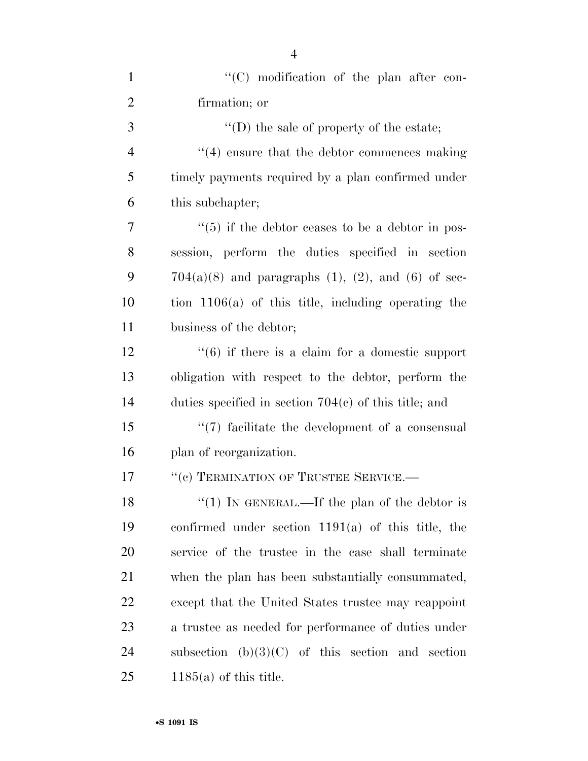''(C) modification of the plan after confirmation; or

''(D) the sale of property of the estate;

''(4) ensure that the debtor commences making timely payments required by a plan confirmed under this subchapter;

''(5) if the debtor ceases to be a debtor in possession, perform the duties specified in section 704(a)(8) and paragraphs (1), (2), and (6) of section 1106(a) of this title, including operating the business of the debtor;

''(6) if there is a claim for a domestic support obligation with respect to the debtor, perform the duties specified in section 704(c) of this title; and

''(7) facilitate the development of a consensual plan of reorganization.

''(c) TERMINATION OF TRUSTEE SERVICE.—

''(1) IN GENERAL.—If the plan of the debtor is confirmed under section 1191(a) of this title, the service of the trustee in the case shall terminate when the plan has been substantially consummated, except that the United States trustee may reappoint a trustee as needed for performance of duties under subsection (b)(3)(C) of this section and section 1185(a) of this title.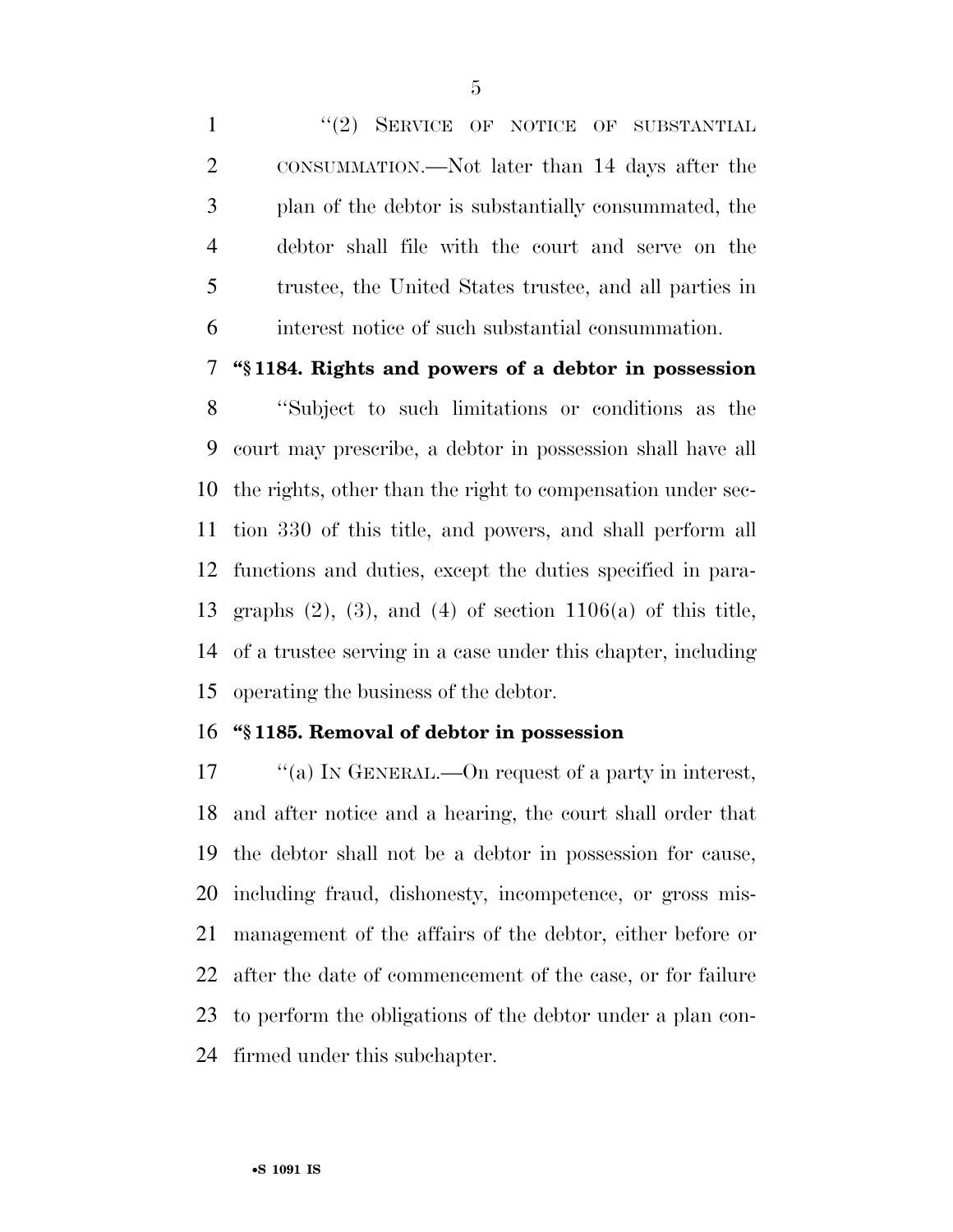"(2) SERVICE OF NOTICE OF SUBSTANTIAL CONSUMMATION.—Not later than 14 days after the plan of the debtor is substantially consummated, the debtor shall file with the court and serve on the trustee, the United States trustee, and all parties in interest notice of such substantial consummation.

**"§ 1184. Rights and powers of a debtor in possession**

"Subject to such limitations or conditions as the court may prescribe, a debtor in possession shall have all the rights, other than the right to compensation under section 330 of this title, and powers, and shall perform all functions and duties, except the duties specified in paragraphs (2), (3), and (4) of section 1106(a) of this title, of a trustee serving in a case under this chapter, including operating the business of the debtor.

**"§ 1185. Removal of debtor in possession**

"(a) IN GENERAL.—On request of a party in interest, and after notice and a hearing, the court shall order that the debtor shall not be a debtor in possession for cause, including fraud, dishonesty, incompetence, or gross mismanagement of the affairs of the debtor, either before or after the date of commencement of the case, or for failure to perform the obligations of the debtor under a plan confirmed under this subchapter.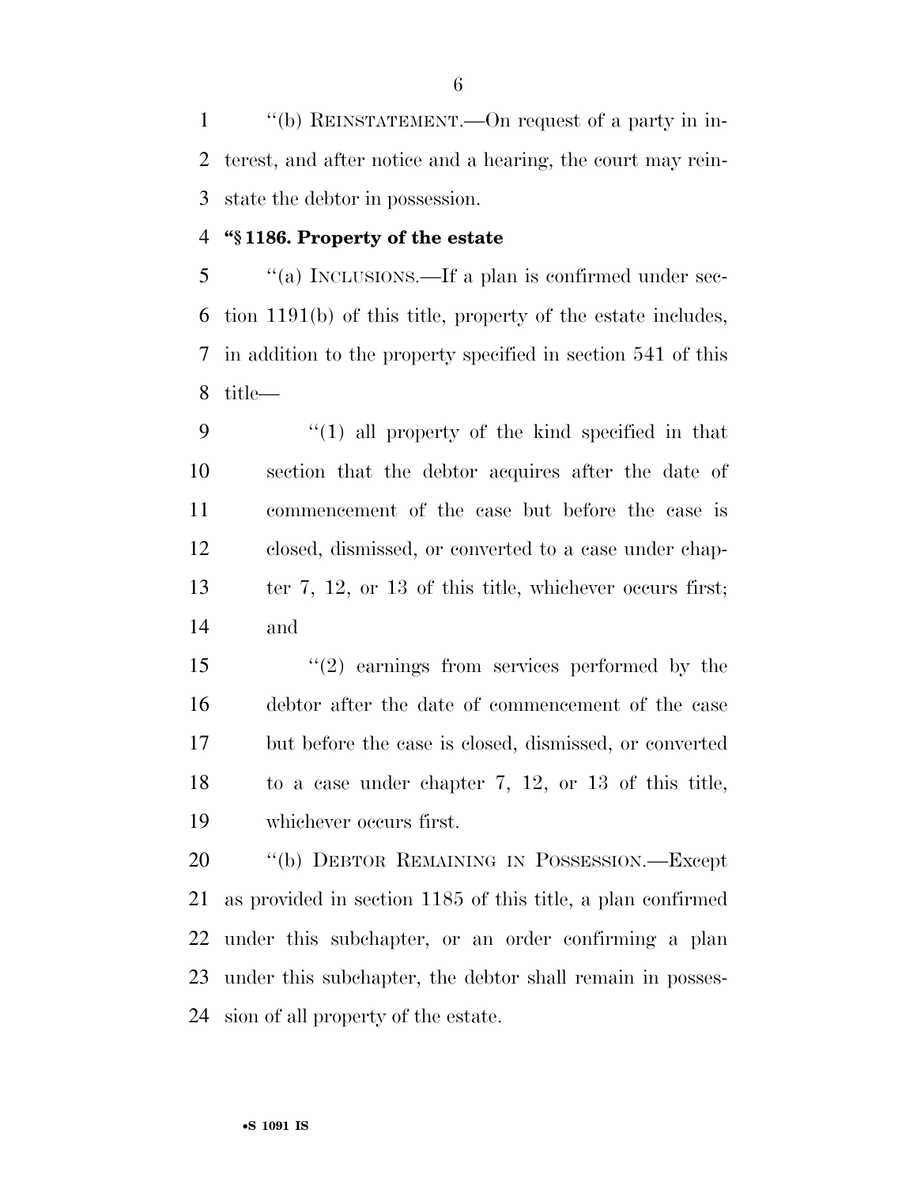''(b) REINSTATEMENT.—On request of a party in interest, and after notice and a hearing, the court may reinstate the debtor in possession.

**''§ 1186. Property of the estate**

''(a) INCLUSIONS.—If a plan is confirmed under section 1191(b) of this title, property of the estate includes, in addition to the property specified in section 541 of this title—

''(1) all property of the kind specified in that section that the debtor acquires after the date of commencement of the case but before the case is closed, dismissed, or converted to a case under chapter 7, 12, or 13 of this title, whichever occurs first; and

''(2) earnings from services performed by the debtor after the date of commencement of the case but before the case is closed, dismissed, or converted to a case under chapter 7, 12, or 13 of this title, whichever occurs first.

''(b) DEBTOR REMAINING IN POSSESSION.—Except as provided in section 1185 of this title, a plan confirmed under this subchapter, or an order confirming a plan under this subchapter, the debtor shall remain in possession of all property of the estate.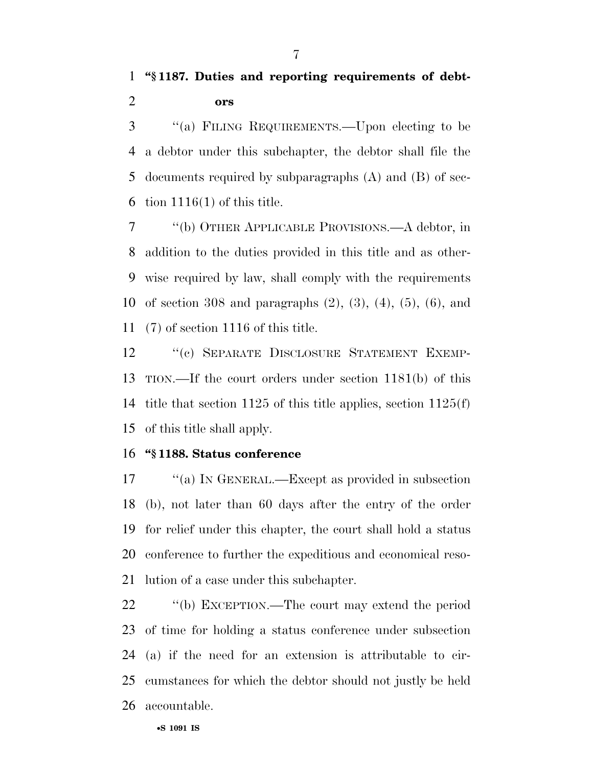**"§ 1187. Duties and reporting requirements of debtors**

"(a) FILING REQUIREMENTS.—Upon electing to be a debtor under this subchapter, the debtor shall file the documents required by subparagraphs (A) and (B) of section 1116(1) of this title.

"(b) OTHER APPLICABLE PROVISIONS.—A debtor, in addition to the duties provided in this title and as otherwise required by law, shall comply with the requirements of section 308 and paragraphs (2), (3), (4), (5), (6), and (7) of section 1116 of this title.

"(c) SEPARATE DISCLOSURE STATEMENT EXEMPTION.—If the court orders under section 1181(b) of this title that section 1125 of this title applies, section 1125(f) of this title shall apply.

**"§ 1188. Status conference**

"(a) IN GENERAL.—Except as provided in subsection (b), not later than 60 days after the entry of the order for relief under this chapter, the court shall hold a status conference to further the expeditious and economical resolution of a case under this subchapter.

"(b) EXCEPTION.—The court may extend the period of time for holding a status conference under subsection (a) if the need for an extension is attributable to circumstances for which the debtor should not justly be held accountable.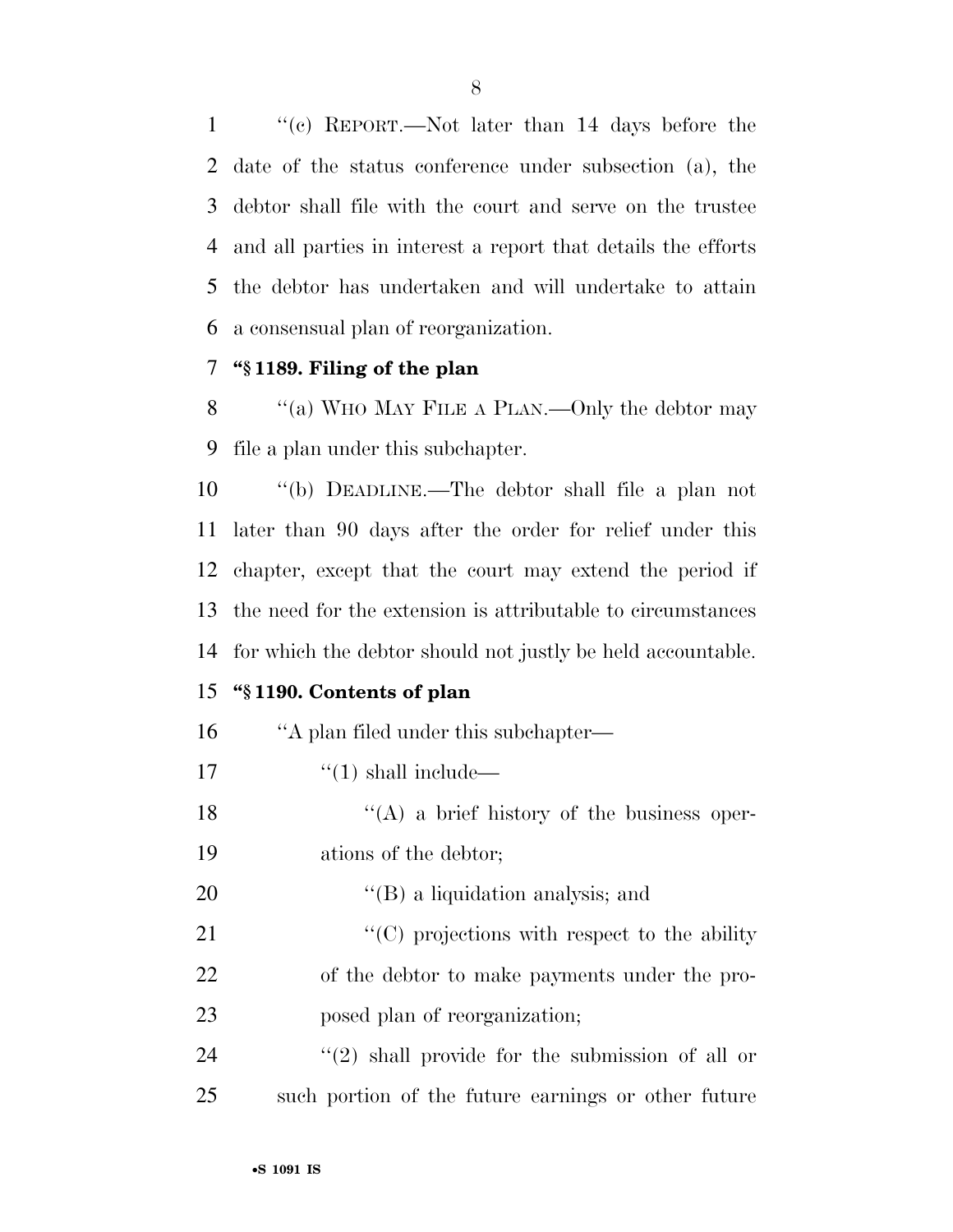''(c) REPORT.—Not later than 14 days before the date of the status conference under subsection (a), the debtor shall file with the court and serve on the trustee and all parties in interest a report that details the efforts the debtor has undertaken and will undertake to attain a consensual plan of reorganization.

**''§ 1189. Filing of the plan**

''(a) WHO MAY FILE A PLAN.—Only the debtor may file a plan under this subchapter.

''(b) DEADLINE.—The debtor shall file a plan not later than 90 days after the order for relief under this chapter, except that the court may extend the period if the need for the extension is attributable to circumstances for which the debtor should not justly be held accountable.

**''§ 1190. Contents of plan**

''A plan filed under this subchapter—

''(1) shall include—

''(A) a brief history of the business operations of the debtor;

''(B) a liquidation analysis; and

''(C) projections with respect to the ability of the debtor to make payments under the proposed plan of reorganization;

''(2) shall provide for the submission of all or such portion of the future earnings or other future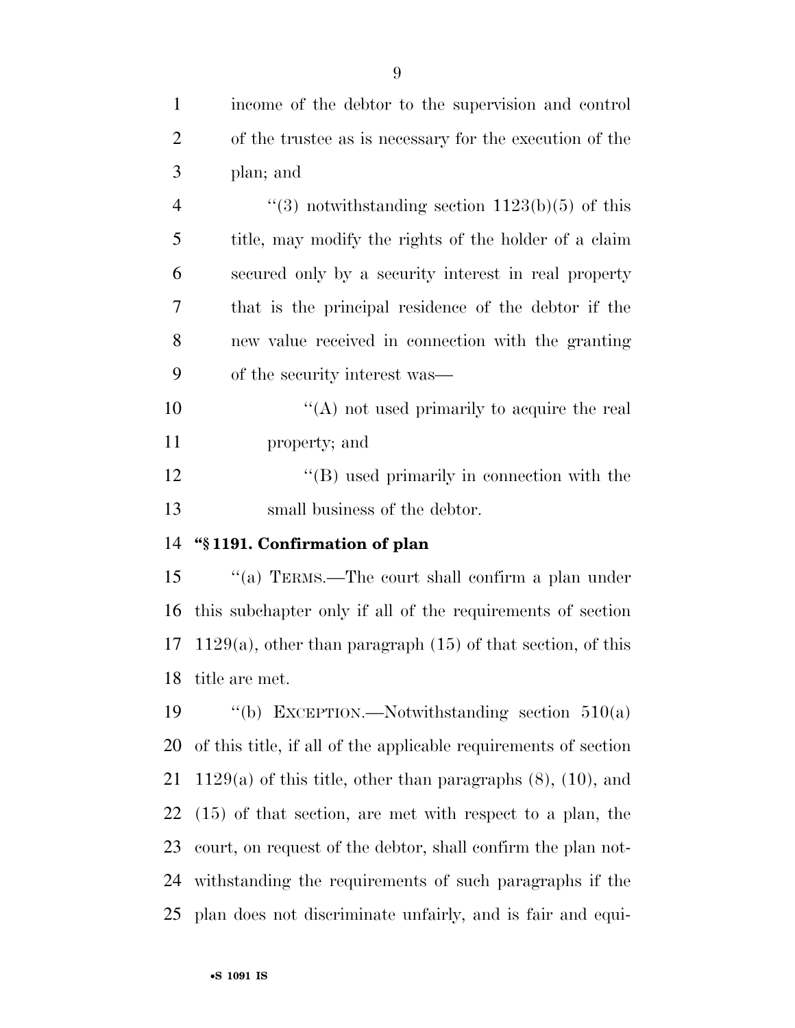income of the debtor to the supervision and control of the trustee as is necessary for the execution of the plan; and

"(3) notwithstanding section 1123(b)(5) of this title, may modify the rights of the holder of a claim secured only by a security interest in real property that is the principal residence of the debtor if the new value received in connection with the granting of the security interest was—

"(A) not used primarily to acquire the real property; and

"(B) used primarily in connection with the small business of the debtor.

**"§ 1191. Confirmation of plan**

"(a) TERMS.—The court shall confirm a plan under this subchapter only if all of the requirements of section 1129(a), other than paragraph (15) of that section, of this title are met.

"(b) EXCEPTION.—Notwithstanding section 510(a) of this title, if all of the applicable requirements of section 1129(a) of this title, other than paragraphs (8), (10), and (15) of that section, are met with respect to a plan, the court, on request of the debtor, shall confirm the plan notwithstanding the requirements of such paragraphs if the plan does not discriminate unfairly, and is fair and equi-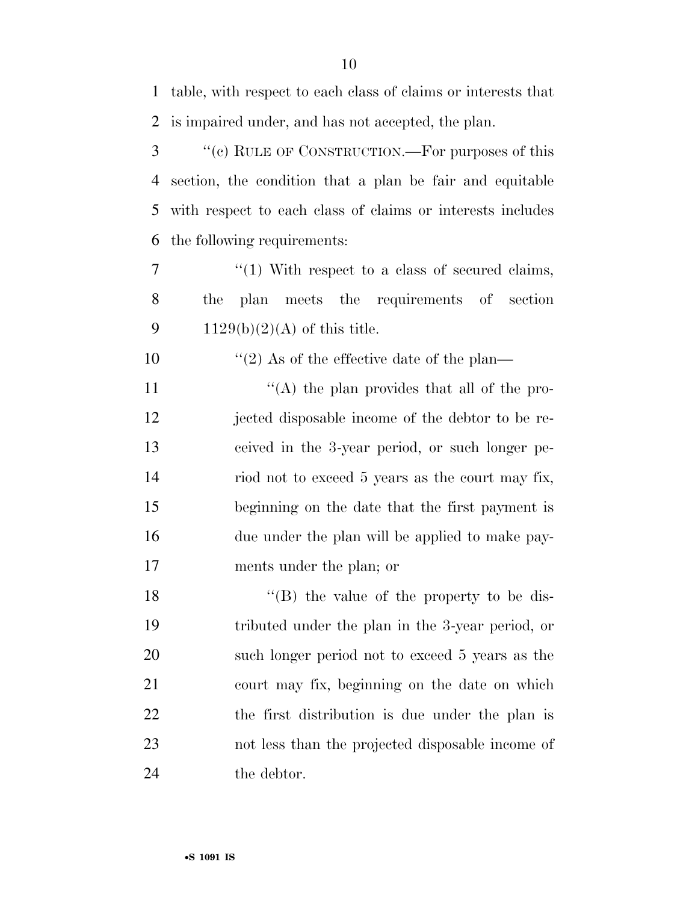table, with respect to each class of claims or interests that is impaired under, and has not accepted, the plan.

''(c) RULE OF CONSTRUCTION.—For purposes of this section, the condition that a plan be fair and equitable with respect to each class of claims or interests includes the following requirements:

''(1) With respect to a class of secured claims, the plan meets the requirements of section 1129(b)(2)(A) of this title.

''(2) As of the effective date of the plan—

''(A) the plan provides that all of the projected disposable income of the debtor to be received in the 3-year period, or such longer period not to exceed 5 years as the court may fix, beginning on the date that the first payment is due under the plan will be applied to make payments under the plan; or

''(B) the value of the property to be distributed under the plan in the 3-year period, or such longer period not to exceed 5 years as the court may fix, beginning on the date on which the first distribution is due under the plan is not less than the projected disposable income of the debtor.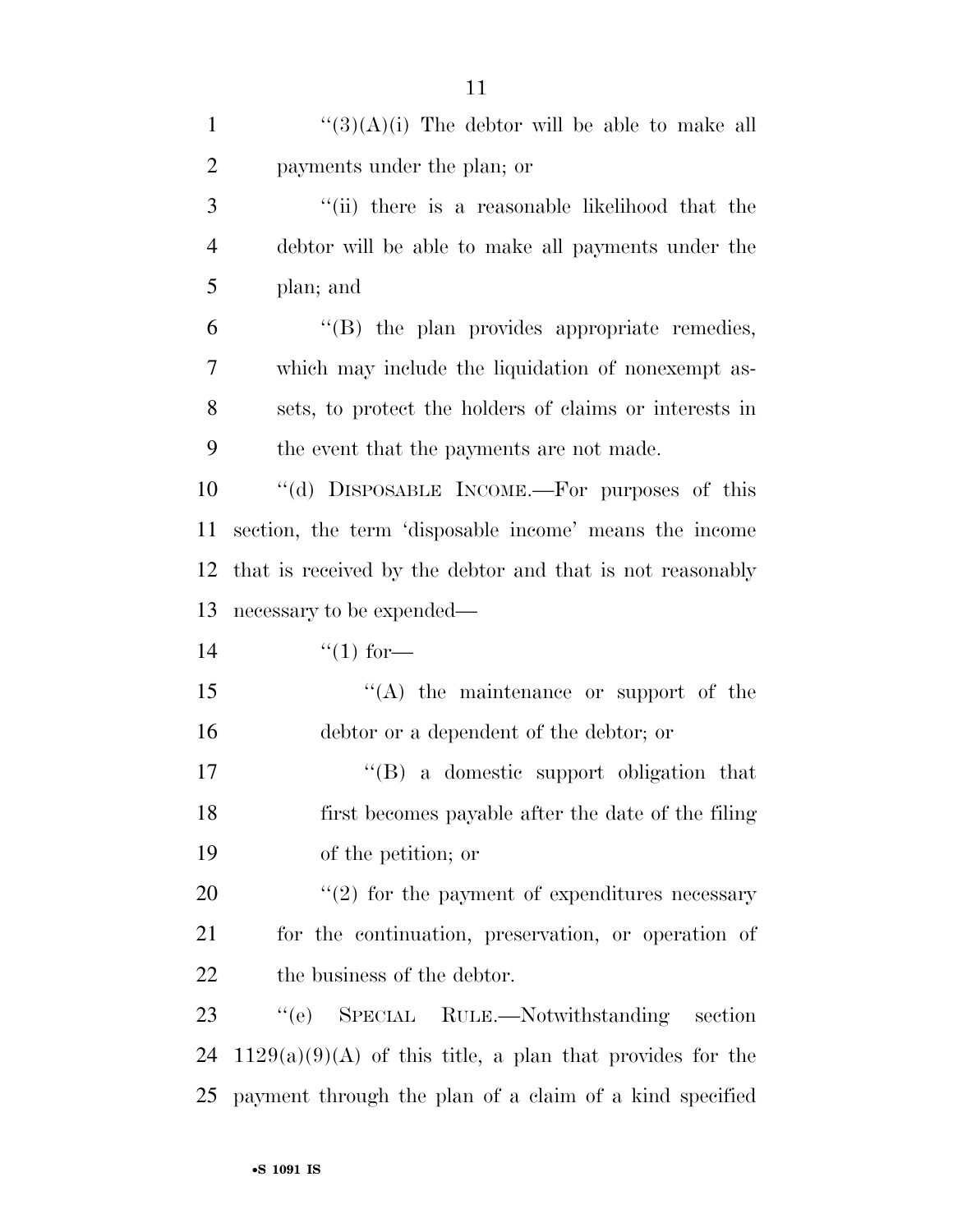"(3)(A)(i) The debtor will be able to make all payments under the plan; or

"(ii) there is a reasonable likelihood that the debtor will be able to make all payments under the plan; and

"(B) the plan provides appropriate remedies, which may include the liquidation of nonexempt assets, to protect the holders of claims or interests in the event that the payments are not made.

"(d) DISPOSABLE INCOME.—For purposes of this section, the term 'disposable income' means the income that is received by the debtor and that is not reasonably necessary to be expended—

"(1) for—

"(A) the maintenance or support of the debtor or a dependent of the debtor; or

"(B) a domestic support obligation that first becomes payable after the date of the filing of the petition; or

"(2) for the payment of expenditures necessary for the continuation, preservation, or operation of the business of the debtor.

"(e) SPECIAL RULE.—Notwithstanding section 1129(a)(9)(A) of this title, a plan that provides for the payment through the plan of a claim of a kind specified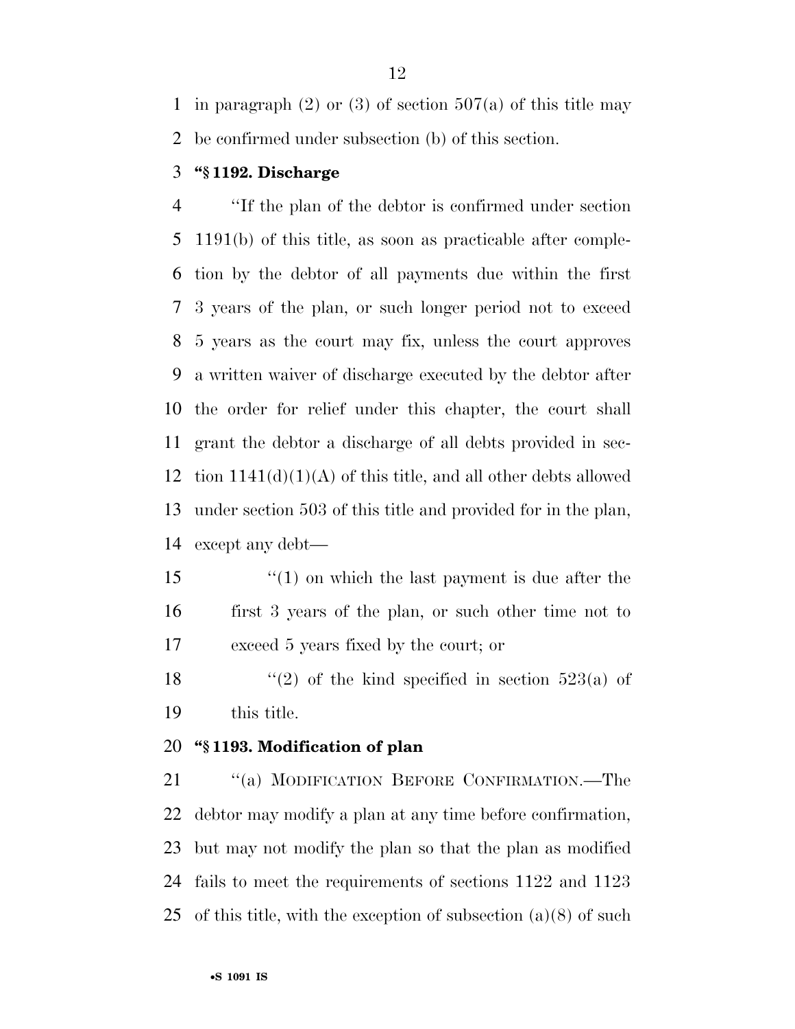in paragraph (2) or (3) of section 507(a) of this title may be confirmed under subsection (b) of this section.

**"§ 1192. Discharge**

"If the plan of the debtor is confirmed under section 1191(b) of this title, as soon as practicable after completion by the debtor of all payments due within the first 3 years of the plan, or such longer period not to exceed 5 years as the court may fix, unless the court approves a written waiver of discharge executed by the debtor after the order for relief under this chapter, the court shall grant the debtor a discharge of all debts provided in section 1141(d)(1)(A) of this title, and all other debts allowed under section 503 of this title and provided for in the plan, except any debt—

"(1) on which the last payment is due after the first 3 years of the plan, or such other time not to exceed 5 years fixed by the court; or

"(2) of the kind specified in section 523(a) of this title.

**"§ 1193. Modification of plan**

"(a) MODIFICATION BEFORE CONFIRMATION.—The debtor may modify a plan at any time before confirmation, but may not modify the plan so that the plan as modified fails to meet the requirements of sections 1122 and 1123 of this title, with the exception of subsection (a)(8) of such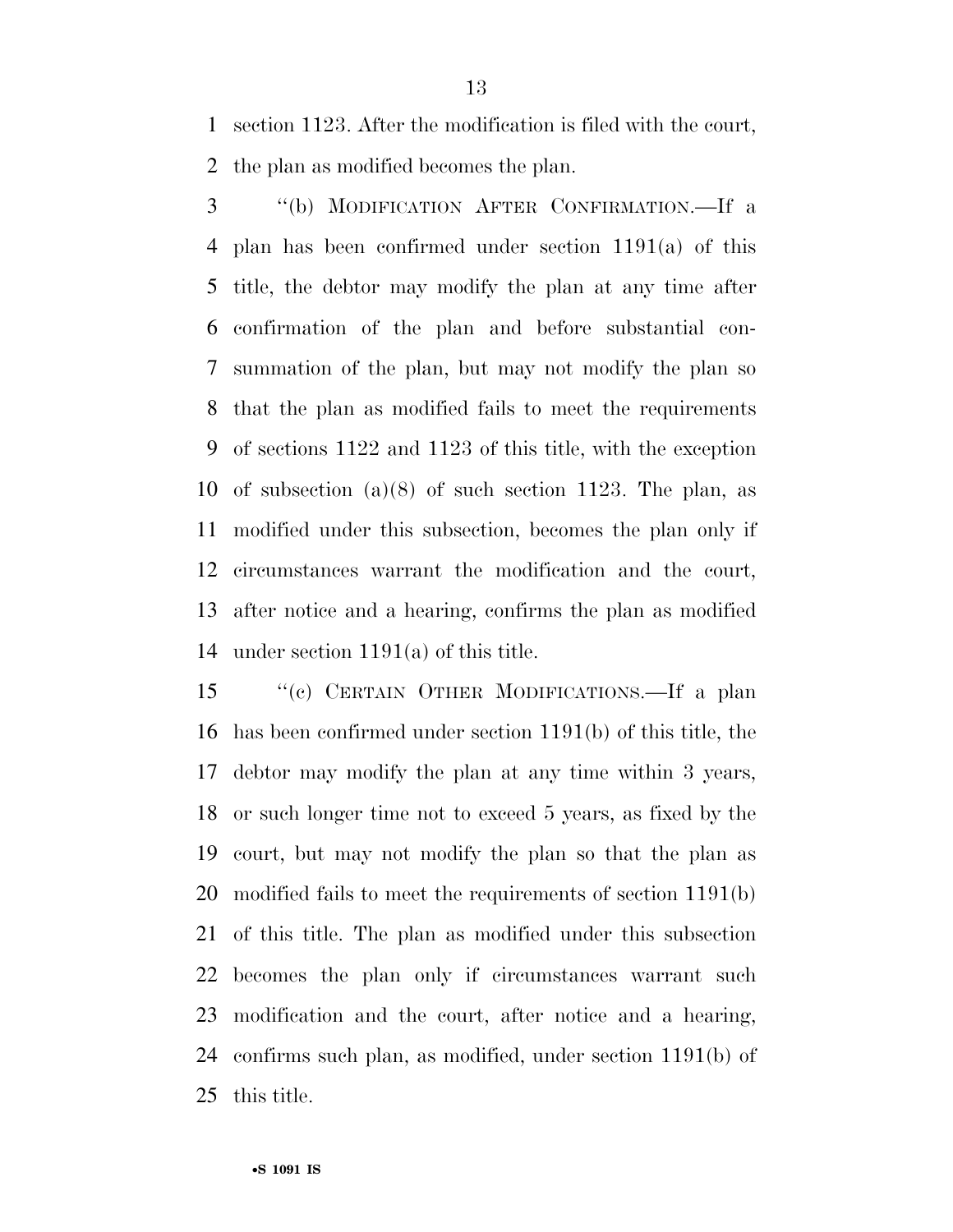section 1123. After the modification is filed with the court, the plan as modified becomes the plan.

"(b) MODIFICATION AFTER CONFIRMATION.—If a plan has been confirmed under section 1191(a) of this title, the debtor may modify the plan at any time after confirmation of the plan and before substantial consummation of the plan, but may not modify the plan so that the plan as modified fails to meet the requirements of sections 1122 and 1123 of this title, with the exception of subsection (a)(8) of such section 1123. The plan, as modified under this subsection, becomes the plan only if circumstances warrant the modification and the court, after notice and a hearing, confirms the plan as modified under section 1191(a) of this title.

"(c) CERTAIN OTHER MODIFICATIONS.—If a plan has been confirmed under section 1191(b) of this title, the debtor may modify the plan at any time within 3 years, or such longer time not to exceed 5 years, as fixed by the court, but may not modify the plan so that the plan as modified fails to meet the requirements of section 1191(b) of this title. The plan as modified under this subsection becomes the plan only if circumstances warrant such modification and the court, after notice and a hearing, confirms such plan, as modified, under section 1191(b) of this title.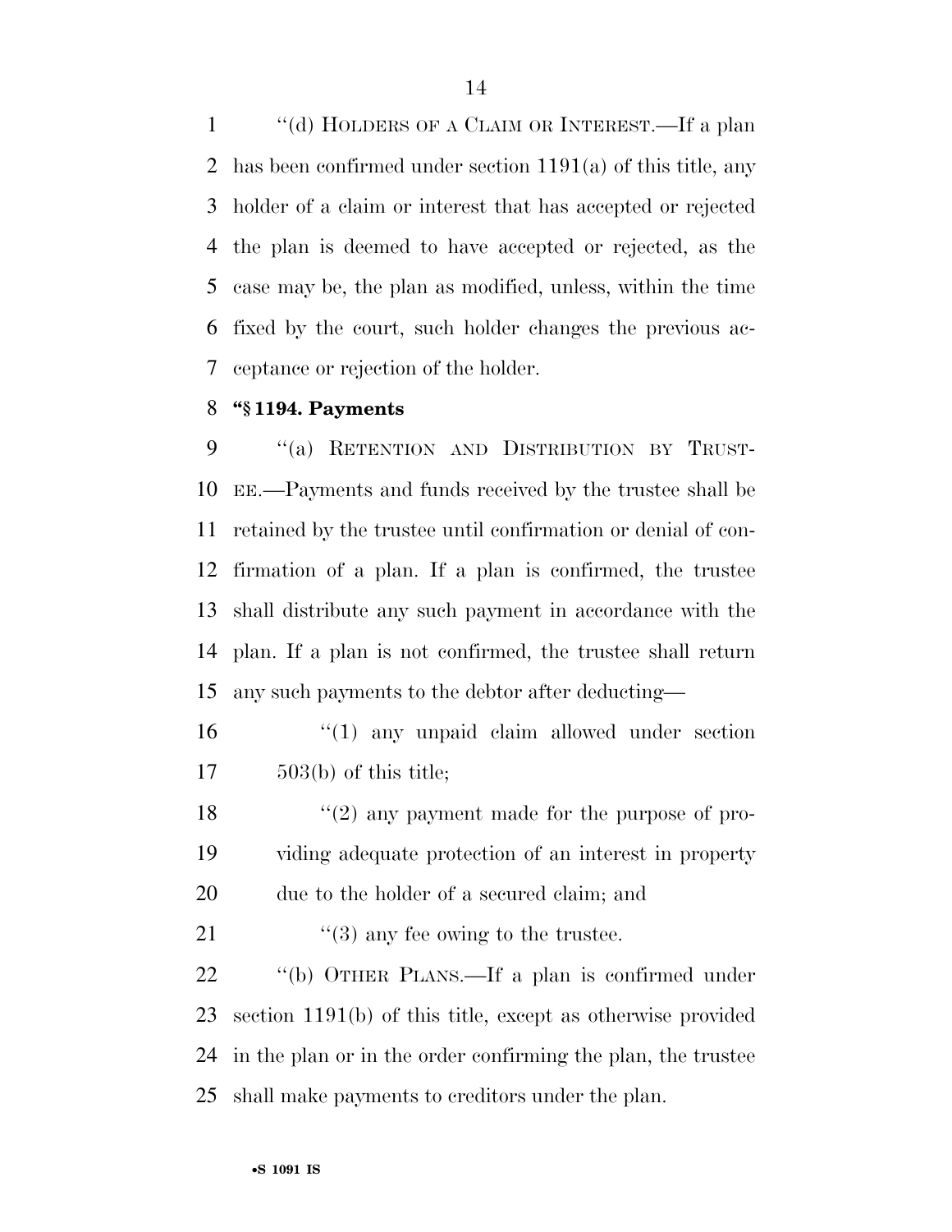''(d) HOLDERS OF A CLAIM OR INTEREST.—If a plan has been confirmed under section 1191(a) of this title, any holder of a claim or interest that has accepted or rejected the plan is deemed to have accepted or rejected, as the case may be, the plan as modified, unless, within the time fixed by the court, such holder changes the previous acceptance or rejection of the holder.

**''§ 1194. Payments**

''(a) RETENTION AND DISTRIBUTION BY TRUSTEE.—Payments and funds received by the trustee shall be retained by the trustee until confirmation or denial of confirmation of a plan. If a plan is confirmed, the trustee shall distribute any such payment in accordance with the plan. If a plan is not confirmed, the trustee shall return any such payments to the debtor after deducting—

''(1) any unpaid claim allowed under section 503(b) of this title;

''(2) any payment made for the purpose of providing adequate protection of an interest in property due to the holder of a secured claim; and

''(3) any fee owing to the trustee.

''(b) OTHER PLANS.—If a plan is confirmed under section 1191(b) of this title, except as otherwise provided in the plan or in the order confirming the plan, the trustee shall make payments to creditors under the plan.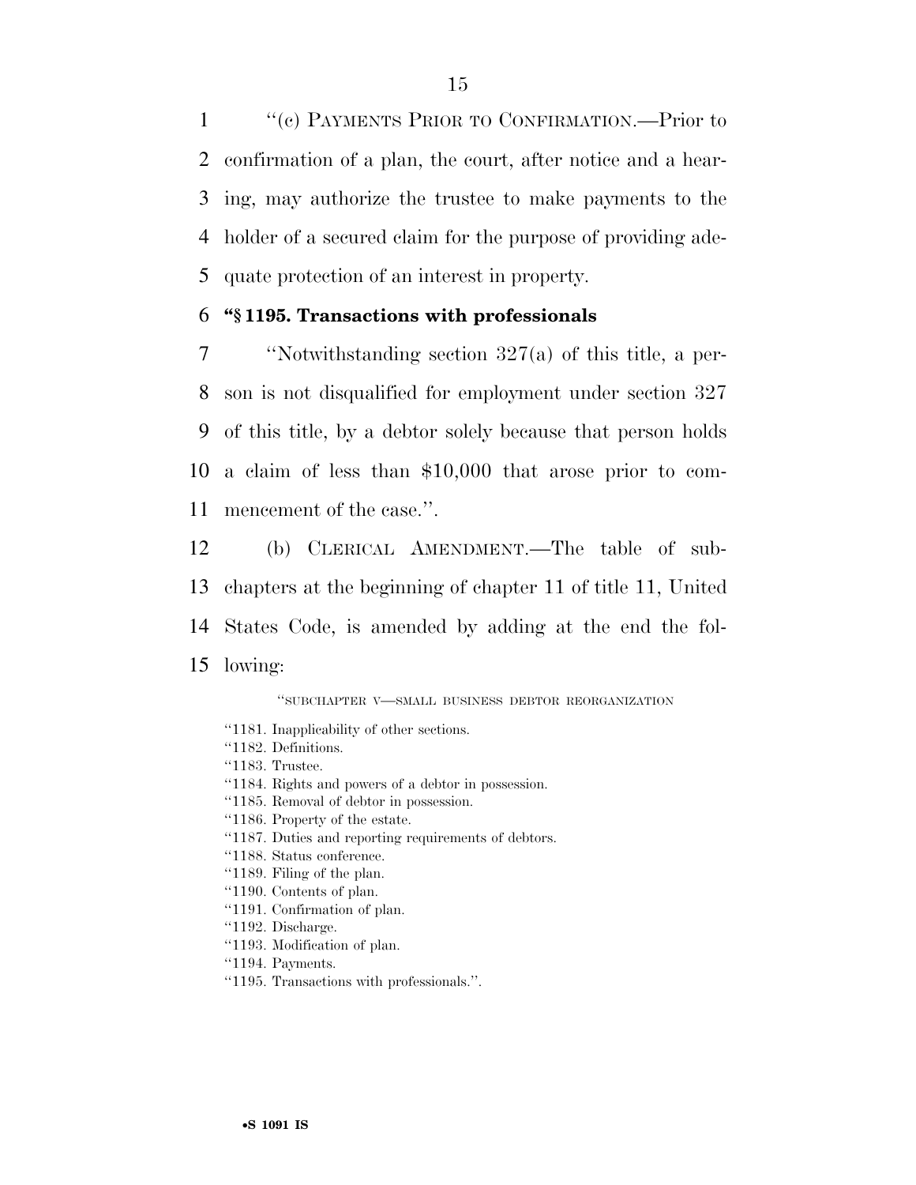"(c) PAYMENTS PRIOR TO CONFIRMATION.—Prior to confirmation of a plan, the court, after notice and a hearing, may authorize the trustee to make payments to the holder of a secured claim for the purpose of providing adequate protection of an interest in property.

**"§ 1195. Transactions with professionals**

"Notwithstanding section 327(a) of this title, a person is not disqualified for employment under section 327 of this title, by a debtor solely because that person holds a claim of less than $10,000 that arose prior to commencement of the case.".

(b) CLERICAL AMENDMENT.—The table of subchapters at the beginning of chapter 11 of title 11, United States Code, is amended by adding at the end the following:

"SUBCHAPTER V—SMALL BUSINESS DEBTOR REORGANIZATION

"1181. Inapplicability of other sections.
"1182. Definitions.
"1183. Trustee.
"1184. Rights and powers of a debtor in possession.
"1185. Removal of debtor in possession.
"1186. Property of the estate.
"1187. Duties and reporting requirements of debtors.
"1188. Status conference.
"1189. Filing of the plan.
"1190. Contents of plan.
"1191. Confirmation of plan.
"1192. Discharge.
"1193. Modification of plan.
"1194. Payments.
"1195. Transactions with professionals.".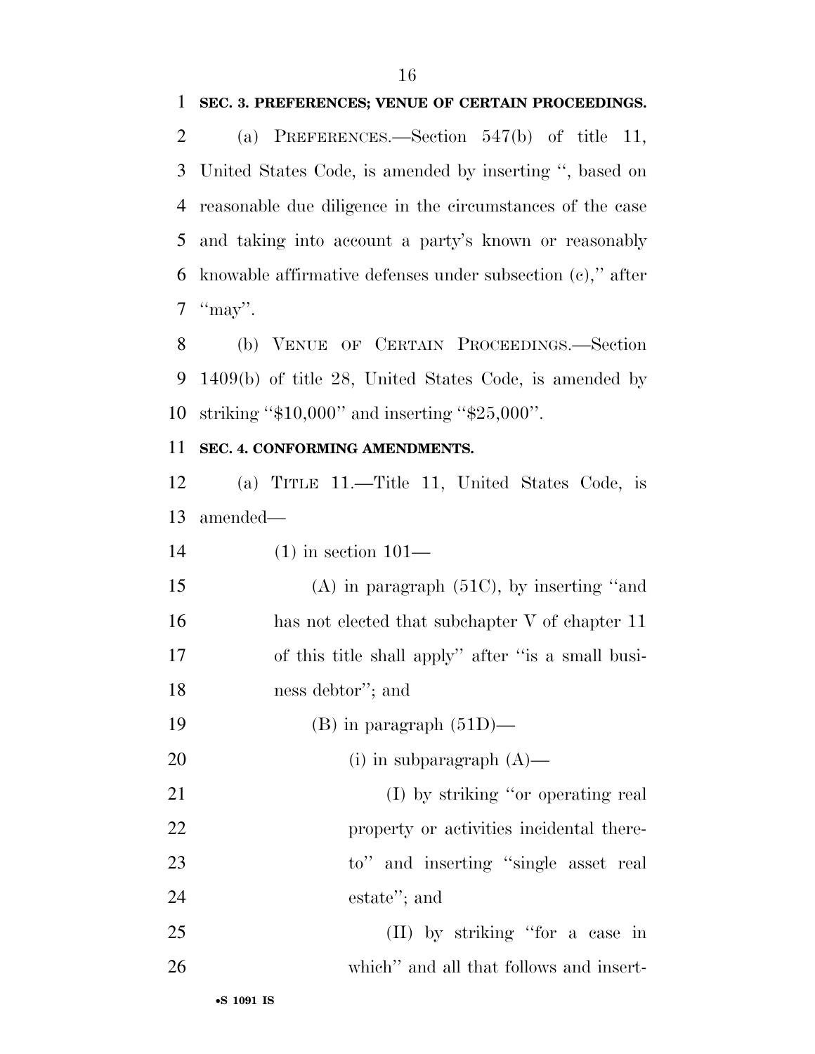**SEC. 3. PREFERENCES; VENUE OF CERTAIN PROCEEDINGS.**

(a) PREFERENCES.—Section 547(b) of title 11, United States Code, is amended by inserting '', based on reasonable due diligence in the circumstances of the case and taking into account a party's known or reasonably knowable affirmative defenses under subsection (c),'' after ''may''.

(b) VENUE OF CERTAIN PROCEEDINGS.—Section 1409(b) of title 28, United States Code, is amended by striking ''$10,000'' and inserting ''$25,000''.

**SEC. 4. CONFORMING AMENDMENTS.**

(a) TITLE 11.—Title 11, United States Code, is amended—

(1) in section 101—

(A) in paragraph (51C), by inserting ''and has not elected that subchapter V of chapter 11 of this title shall apply'' after ''is a small business debtor''; and

(B) in paragraph (51D)—

(i) in subparagraph (A)—

(I) by striking ''or operating real property or activities incidental thereto'' and inserting ''single asset real estate''; and

(II) by striking ''for a case in which'' and all that follows and insert-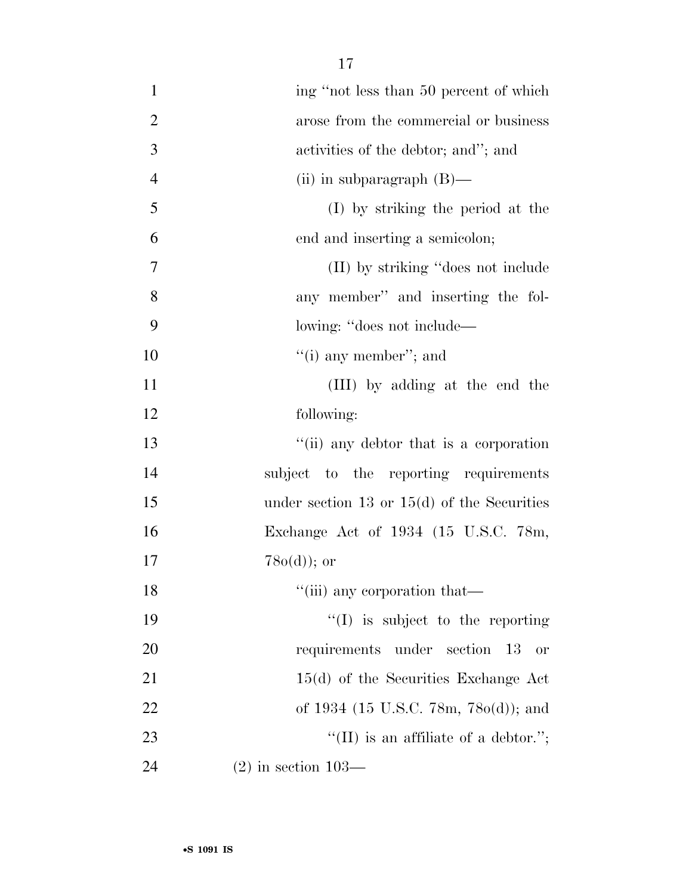ing "not less than 50 percent of which arose from the commercial or business activities of the debtor; and"; and

(ii) in subparagraph (B)—

(I) by striking the period at the end and inserting a semicolon;

(II) by striking "does not include any member" and inserting the following: "does not include—

"(i) any member"; and

(III) by adding at the end the following:

"(ii) any debtor that is a corporation subject to the reporting requirements under section 13 or 15(d) of the Securities Exchange Act of 1934 (15 U.S.C. 78m, 78o(d)); or

"(iii) any corporation that—

"(I) is subject to the reporting requirements under section 13 or 15(d) of the Securities Exchange Act of 1934 (15 U.S.C. 78m, 78o(d)); and

"(II) is an affiliate of a debtor.";

(2) in section 103—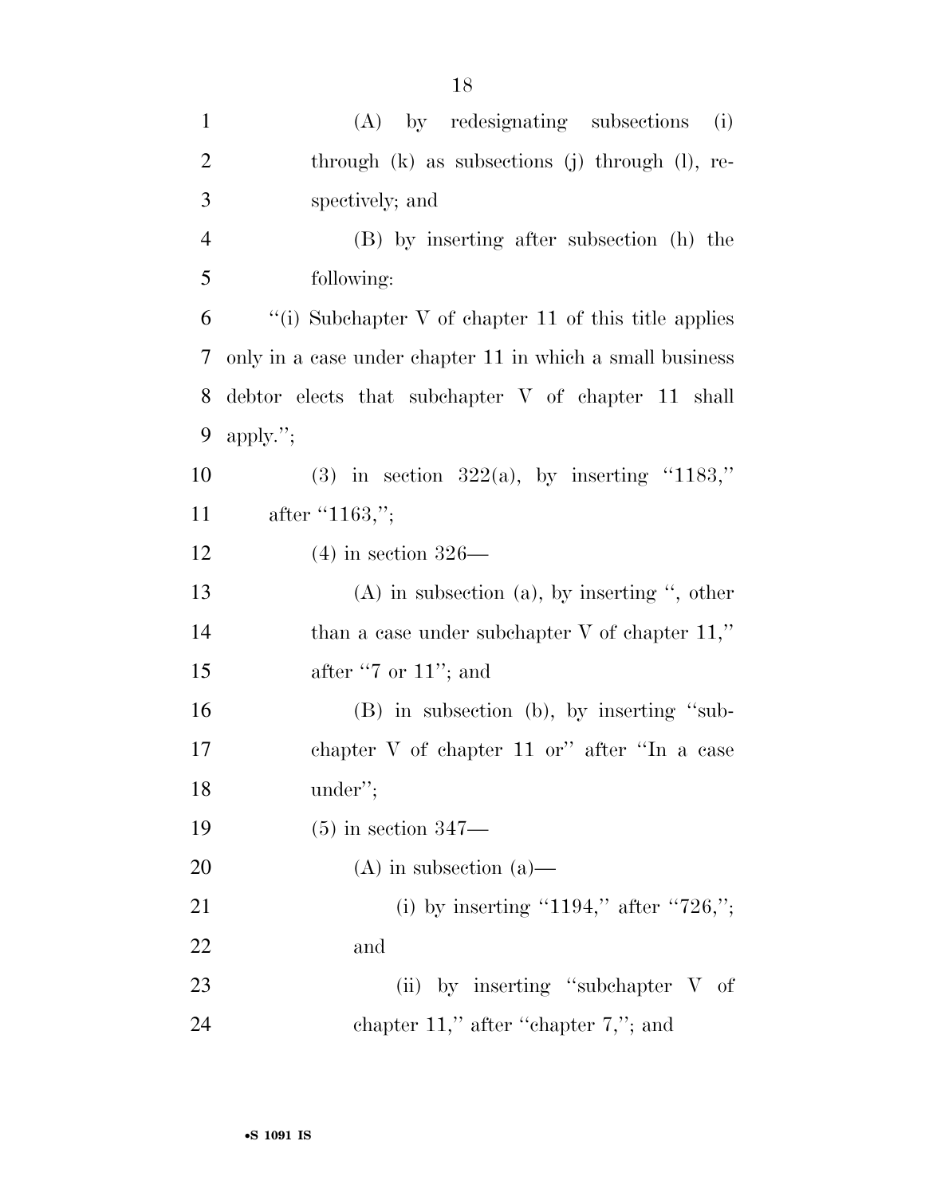(A) by redesignating subsections (i) through (k) as subsections (j) through (l), respectively; and

(B) by inserting after subsection (h) the following:

"(i) Subchapter V of chapter 11 of this title applies only in a case under chapter 11 in which a small business debtor elects that subchapter V of chapter 11 shall apply.";

(3) in section 322(a), by inserting "1183," after "1163,";

(4) in section 326—

(A) in subsection (a), by inserting ", other than a case under subchapter V of chapter 11," after "7 or 11"; and

(B) in subsection (b), by inserting "subchapter V of chapter 11 or" after "In a case under";

(5) in section 347—

(A) in subsection (a)—

(i) by inserting "1194," after "726,"; and

(ii) by inserting "subchapter V of chapter 11," after "chapter 7,"; and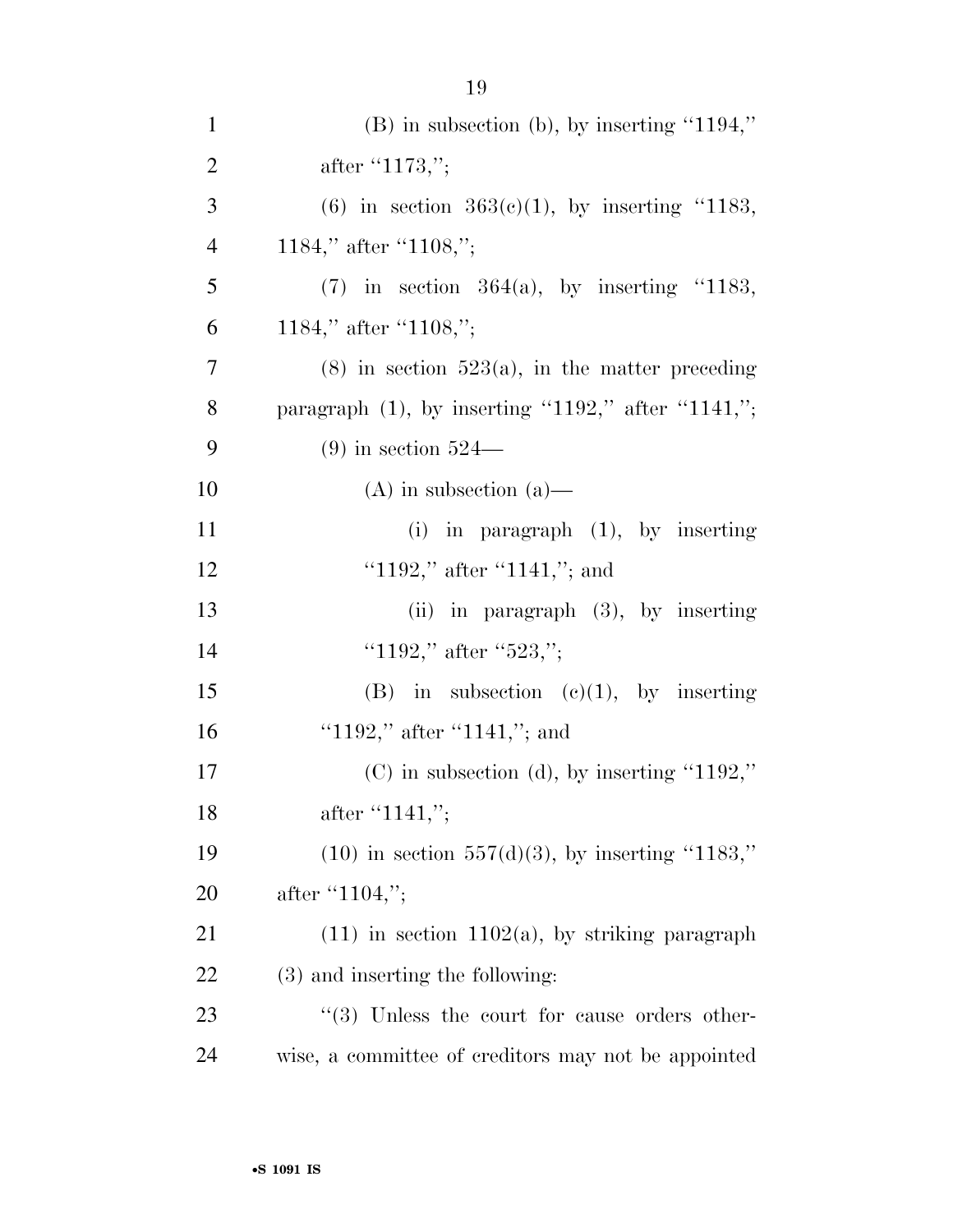(B) in subsection (b), by inserting "1194," after "1173,";

(6) in section 363(c)(1), by inserting "1183, 1184," after "1108,";

(7) in section 364(a), by inserting "1183, 1184," after "1108,";

(8) in section 523(a), in the matter preceding paragraph (1), by inserting "1192," after "1141,";

(9) in section 524—

(A) in subsection (a)—

(i) in paragraph (1), by inserting "1192," after "1141,"; and

(ii) in paragraph (3), by inserting "1192," after "523,";

(B) in subsection (c)(1), by inserting "1192," after "1141,"; and

(C) in subsection (d), by inserting "1192," after "1141,";

(10) in section 557(d)(3), by inserting "1183," after "1104,";

(11) in section 1102(a), by striking paragraph (3) and inserting the following:

"(3) Unless the court for cause orders otherwise, a committee of creditors may not be appointed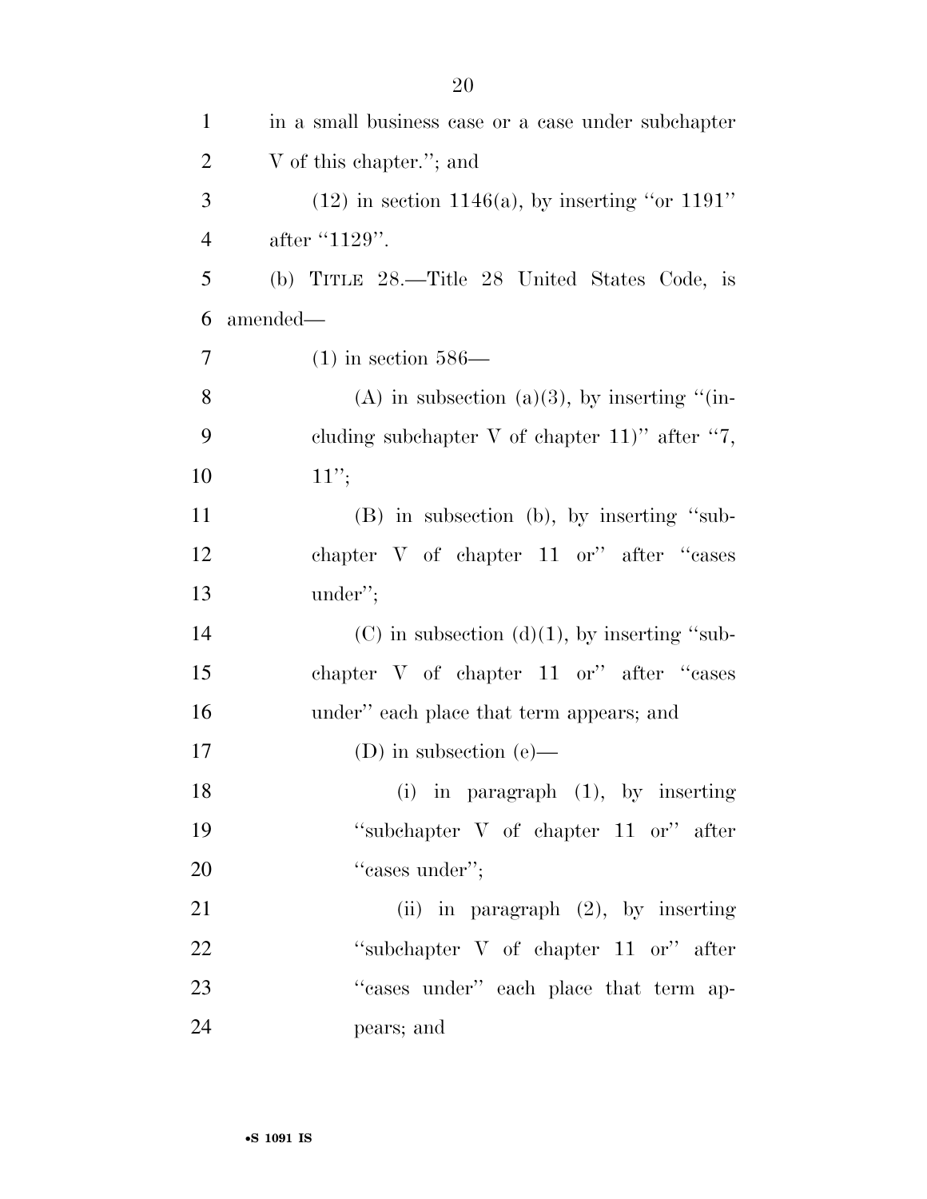in a small business case or a case under subchapter V of this chapter.''; and

(12) in section 1146(a), by inserting ''or 1191'' after ''1129''.

(b) TITLE 28.—Title 28 United States Code, is amended—

(1) in section 586—

(A) in subsection (a)(3), by inserting ''(including subchapter V of chapter 11)'' after ''7, 11'';

(B) in subsection (b), by inserting ''subchapter V of chapter 11 or'' after ''cases under'';

(C) in subsection (d)(1), by inserting ''subchapter V of chapter 11 or'' after ''cases under'' each place that term appears; and

(D) in subsection (e)—

(i) in paragraph (1), by inserting ''subchapter V of chapter 11 or'' after ''cases under'';

(ii) in paragraph (2), by inserting ''subchapter V of chapter 11 or'' after ''cases under'' each place that term appears; and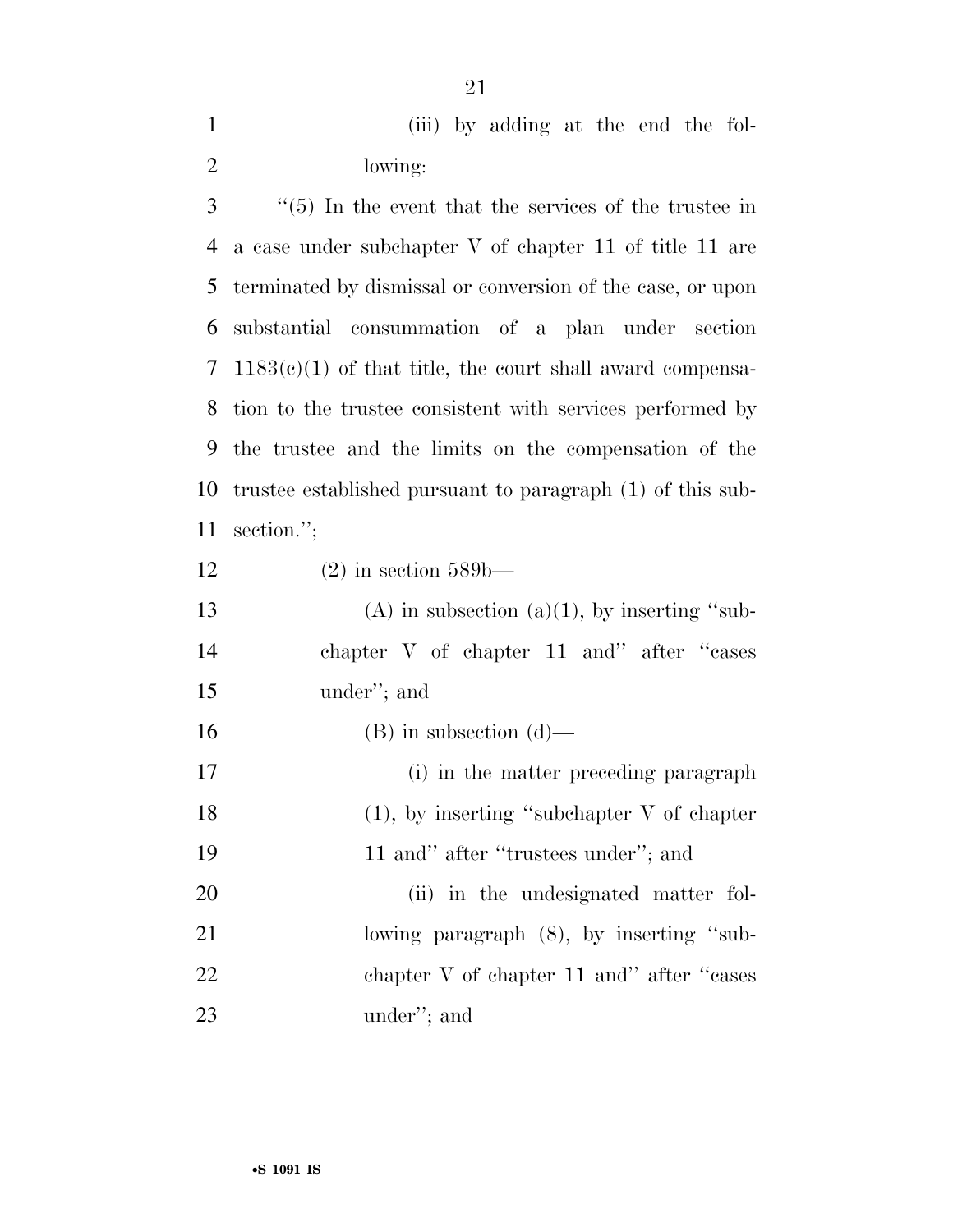(iii) by adding at the end the following:

"(5) In the event that the services of the trustee in a case under subchapter V of chapter 11 of title 11 are terminated by dismissal or conversion of the case, or upon substantial consummation of a plan under section 1183(c)(1) of that title, the court shall award compensation to the trustee consistent with services performed by the trustee and the limits on the compensation of the trustee established pursuant to paragraph (1) of this subsection.";

(2) in section 589b—

(A) in subsection (a)(1), by inserting "subchapter V of chapter 11 and" after "cases under"; and

(B) in subsection (d)—

(i) in the matter preceding paragraph (1), by inserting "subchapter V of chapter 11 and" after "trustees under"; and

(ii) in the undesignated matter following paragraph (8), by inserting "subchapter V of chapter 11 and" after "cases under"; and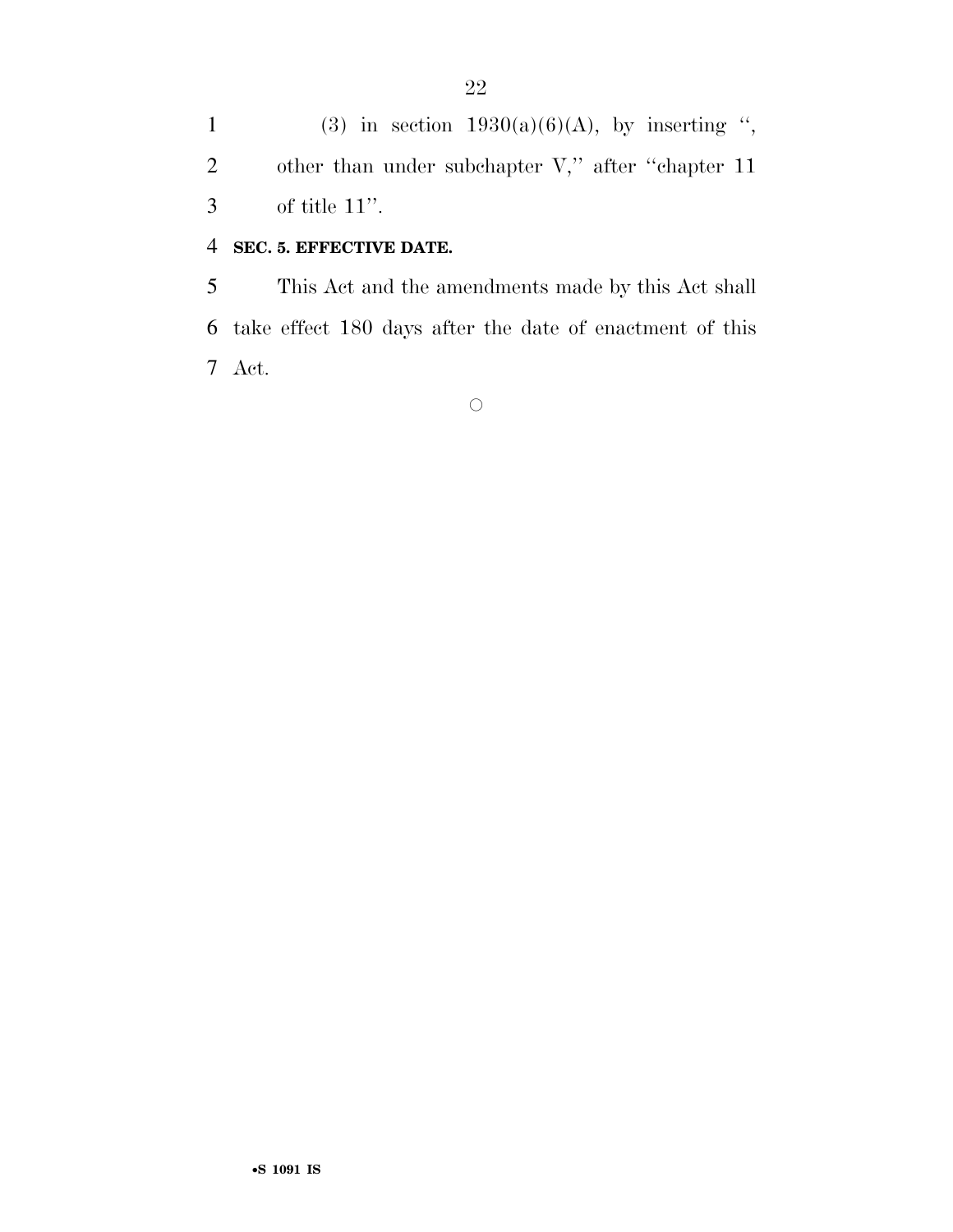(3) in section 1930(a)(6)(A), by inserting ", other than under subchapter V," after "chapter 11 of title 11".

### SEC. 5. EFFECTIVE DATE.

This Act and the amendments made by this Act shall take effect 180 days after the date of enactment of this Act.

○